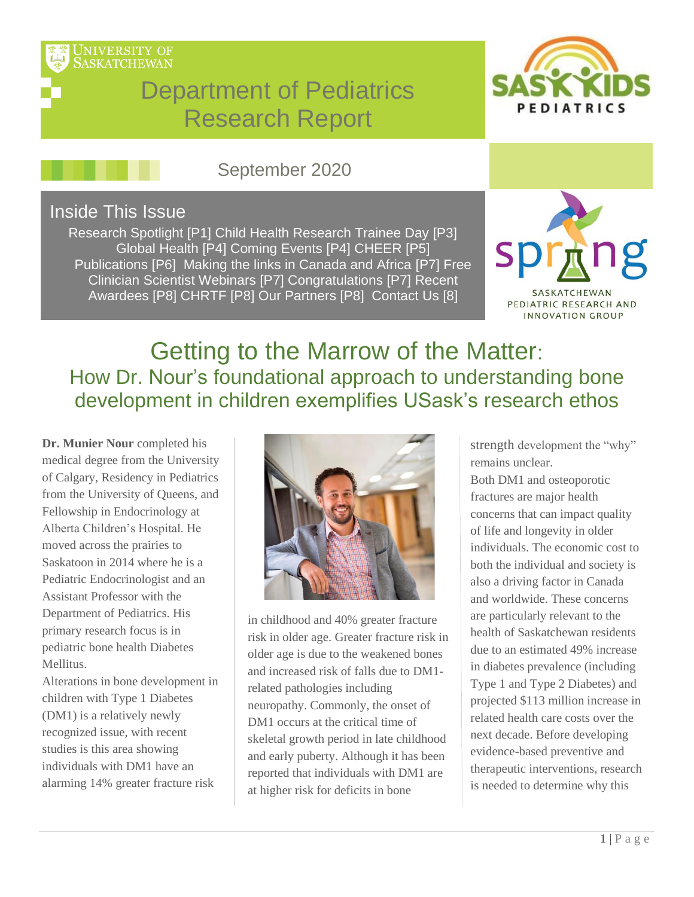University of Saskatchewan

# Department of Pediatrics Research Report

September 2020

## Inside This Issue

Research Spotlight [P1] Child Health Research Trainee Day [P3] Global Health [P4] Coming Events [P4] CHEER [P5] Publications [P6] Making the links in Canada and Africa [P7] Free Clinician Scientist Webinars [P7] Congratulations [P7] Recent Awardees [P8] CHRTF [P8] Our Partners [P8] Contact Us [8]

SASKATCHEWAN PEDIATRIC RESEARCH AND INNOVATION GROUP

# Getting to the Marrow of the Matter:

## How Dr. Nour's foundational approach to understanding bone development in children exemplifies USask's research ethos

**Dr. Munier Nour** completed his medical degree from the University of Calgary, Residency in Pediatrics from the University of Queens, and Fellowship in Endocrinology at Alberta Children's Hospital. He moved across the prairies to Saskatoon in 2014 where he is a Pediatric Endocrinologist and an Assistant Professor with the Department of Pediatrics. His primary research focus is in pediatric bone health Diabetes Mellitus.

Alterations in bone development in children with Type 1 Diabetes (DM1) is a relatively newly recognized issue, with recent studies is this area showing individuals with DM1 have an alarming 14% greater fracture risk in childhood and 40% greater fracture risk in older age. Greater fracture risk in older age is due to the weakened bones and increased risk of falls due to DM1-related pathologies including neuropathy. Commonly, the onset of DM1 occurs at the critical time of skeletal growth period in late childhood and early puberty. Although it has been reported that individuals with DM1 are at higher risk for deficits in bone strength development the "why" remains unclear.

Both DM1 and osteoporotic fractures are major health concerns that can impact quality of life and longevity in older individuals. The economic cost to both the individual and society is also a driving factor in Canada and worldwide. These concerns are particularly relevant to the health of Saskatchewan residents due to an estimated 49% increase in diabetes prevalence (including Type 1 and Type 2 Diabetes) and projected $113 million increase in related health care costs over the next decade. Before developing evidence-based preventive and therapeutic interventions, research is needed to determine why this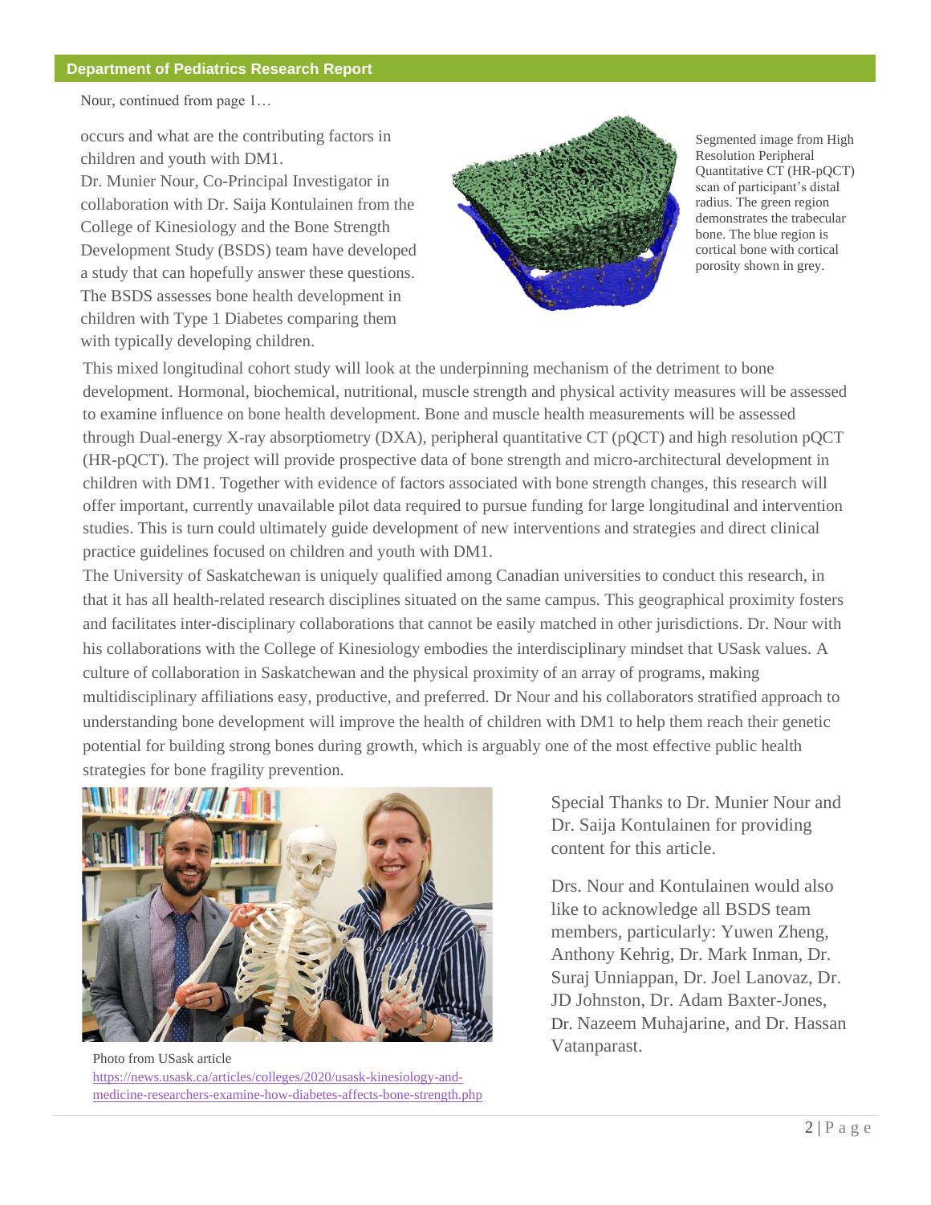Nour, continued from page 1…

occurs and what are the contributing factors in children and youth with DM1.

Dr. Munier Nour, Co-Principal Investigator in collaboration with Dr. Saija Kontulainen from the College of Kinesiology and the Bone Strength Development Study (BSDS) team have developed a study that can hopefully answer these questions. The BSDS assesses bone health development in children with Type 1 Diabetes comparing them with typically developing children.

Segmented image from High Resolution Peripheral Quantitative CT (HR-pQCT) scan of participant's distal radius. The green region demonstrates the trabecular bone. The blue region is cortical bone with cortical porosity shown in grey.

This mixed longitudinal cohort study will look at the underpinning mechanism of the detriment to bone development. Hormonal, biochemical, nutritional, muscle strength and physical activity measures will be assessed to examine influence on bone health development. Bone and muscle health measurements will be assessed through Dual-energy X-ray absorptiometry (DXA), peripheral quantitative CT (pQCT) and high resolution pQCT (HR-pQCT). The project will provide prospective data of bone strength and micro-architectural development in children with DM1. Together with evidence of factors associated with bone strength changes, this research will offer important, currently unavailable pilot data required to pursue funding for large longitudinal and intervention studies. This is turn could ultimately guide development of new interventions and strategies and direct clinical practice guidelines focused on children and youth with DM1.

The University of Saskatchewan is uniquely qualified among Canadian universities to conduct this research, in that it has all health-related research disciplines situated on the same campus. This geographical proximity fosters and facilitates inter-disciplinary collaborations that cannot be easily matched in other jurisdictions. Dr. Nour with his collaborations with the College of Kinesiology embodies the interdisciplinary mindset that USask values. A culture of collaboration in Saskatchewan and the physical proximity of an array of programs, making multidisciplinary affiliations easy, productive, and preferred. Dr Nour and his collaborators stratified approach to understanding bone development will improve the health of children with DM1 to help them reach their genetic potential for building strong bones during growth, which is arguably one of the most effective public health strategies for bone fragility prevention.

Photo from USask article
https://news.usask.ca/articles/colleges/2020/usask-kinesiology-and-medicine-researchers-examine-how-diabetes-affects-bone-strength.php

Special Thanks to Dr. Munier Nour and Dr. Saija Kontulainen for providing content for this article.

Drs. Nour and Kontulainen would also like to acknowledge all BSDS team members, particularly: Yuwen Zheng, Anthony Kehrig, Dr. Mark Inman, Dr. Suraj Unniappan, Dr. Joel Lanovaz, Dr. JD Johnston, Dr. Adam Baxter-Jones, Dr. Nazeem Muhajarine, and Dr. Hassan Vatanparast.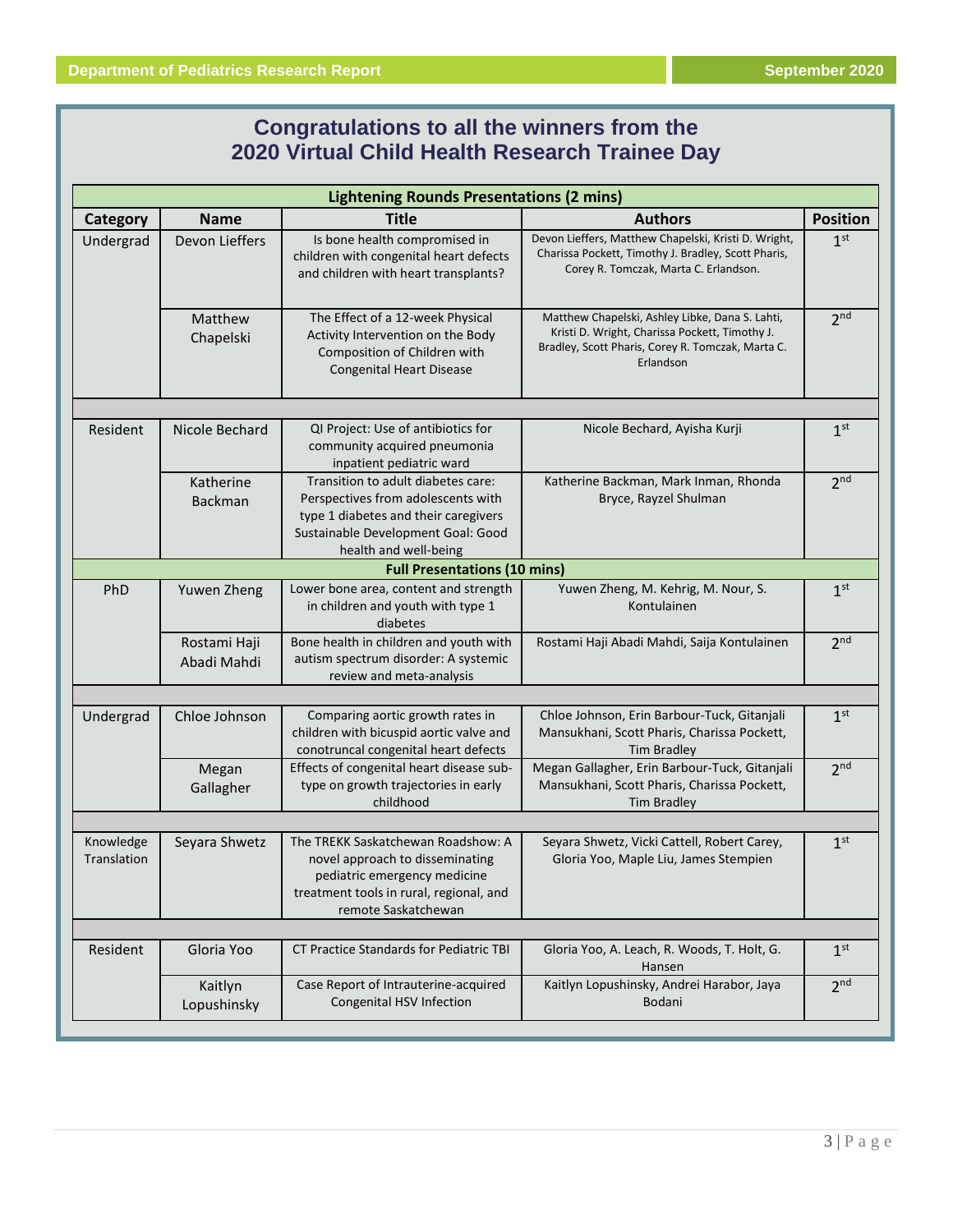## Congratulations to all the winners from the 2020 Virtual Child Health Research Trainee Day

| Category | Name | Title | Authors | Position |
|---|---|---|---|---|
| **Lightening Rounds Presentations (2 mins)** | | | | |
| Undergrad | Devon Lieffers | Is bone health compromised in children with congenital heart defects and children with heart transplants? | Devon Lieffers, Matthew Chapelski, Kristi D. Wright, Charissa Pockett, Timothy J. Bradley, Scott Pharis, Corey R. Tomczak, Marta C. Erlandson. | 1st |
| | Matthew Chapelski | The Effect of a 12-week Physical Activity Intervention on the Body Composition of Children with Congenital Heart Disease | Matthew Chapelski, Ashley Libke, Dana S. Lahti, Kristi D. Wright, Charissa Pockett, Timothy J. Bradley, Scott Pharis, Corey R. Tomczak, Marta C. Erlandson | 2nd |
| Resident | Nicole Bechard | QI Project: Use of antibiotics for community acquired pneumonia inpatient pediatric ward | Nicole Bechard, Ayisha Kurji | 1st |
| | Katherine Backman | Transition to adult diabetes care: Perspectives from adolescents with type 1 diabetes and their caregivers Sustainable Development Goal: Good health and well-being | Katherine Backman, Mark Inman, Rhonda Bryce, Rayzel Shulman | 2nd |
| **Full Presentations (10 mins)** | | | | |
| PhD | Yuwen Zheng | Lower bone area, content and strength in children and youth with type 1 diabetes | Yuwen Zheng, M. Kehrig, M. Nour, S. Kontulainen | 1st |
| | Rostami Haji Abadi Mahdi | Bone health in children and youth with autism spectrum disorder: A systemic review and meta-analysis | Rostami Haji Abadi Mahdi, Saija Kontulainen | 2nd |
| Undergrad | Chloe Johnson | Comparing aortic growth rates in children with bicuspid aortic valve and conotruncal congenital heart defects | Chloe Johnson, Erin Barbour-Tuck, Gitanjali Mansukhani, Scott Pharis, Charissa Pockett, Tim Bradley | 1st |
| | Megan Gallagher | Effects of congenital heart disease sub-type on growth trajectories in early childhood | Megan Gallagher, Erin Barbour-Tuck, Gitanjali Mansukhani, Scott Pharis, Charissa Pockett, Tim Bradley | 2nd |
| Knowledge Translation | Seyara Shwetz | The TREKK Saskatchewan Roadshow: A novel approach to disseminating pediatric emergency medicine treatment tools in rural, regional, and remote Saskatchewan | Seyara Shwetz, Vicki Cattell, Robert Carey, Gloria Yoo, Maple Liu, James Stempien | 1st |
| Resident | Gloria Yoo | CT Practice Standards for Pediatric TBI | Gloria Yoo, A. Leach, R. Woods, T. Holt, G. Hansen | 1st |
| | Kaitlyn Lopushinsky | Case Report of Intrauterine-acquired Congenital HSV Infection | Kaitlyn Lopushinsky, Andrei Harabor, Jaya Bodani | 2nd |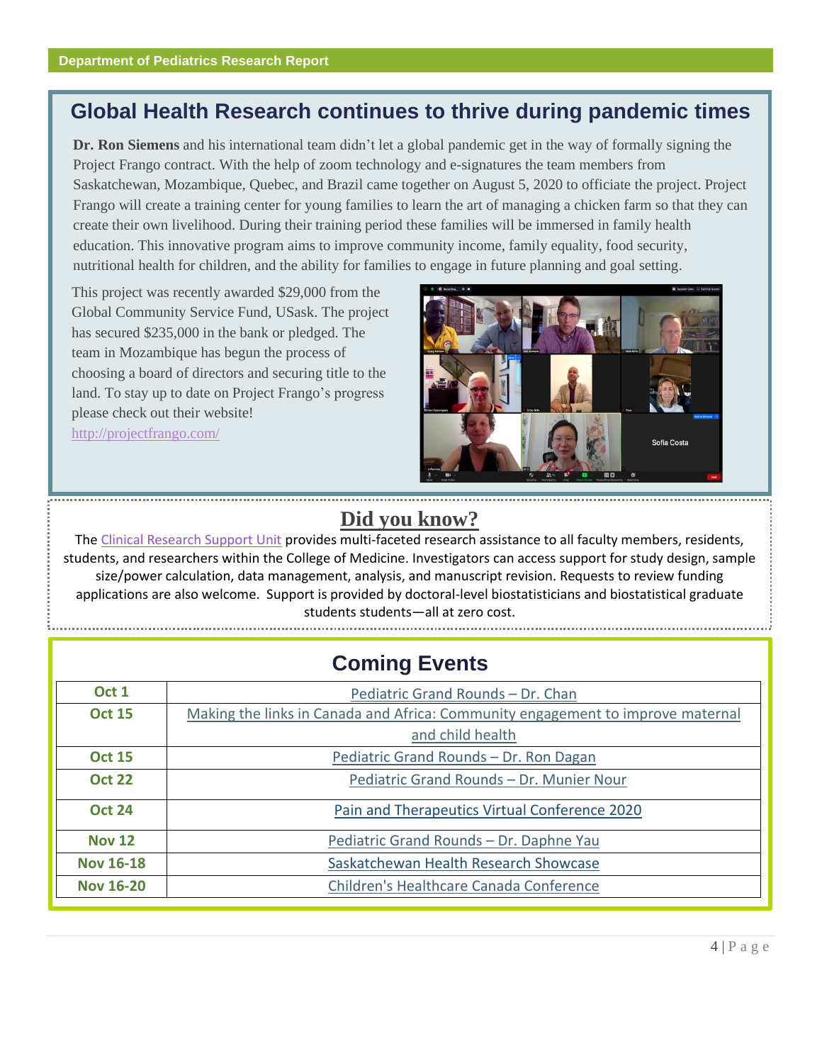## Global Health Research continues to thrive during pandemic times

**Dr. Ron Siemens** and his international team didn't let a global pandemic get in the way of formally signing the Project Frango contract. With the help of zoom technology and e-signatures the team members from Saskatchewan, Mozambique, Quebec, and Brazil came together on August 5, 2020 to officiate the project. Project Frango will create a training center for young families to learn the art of managing a chicken farm so that they can create their own livelihood. During their training period these families will be immersed in family health education. This innovative program aims to improve community income, family equality, food security, nutritional health for children, and the ability for families to engage in future planning and goal setting.

This project was recently awarded $29,000 from the Global Community Service Fund, USask. The project has secured $235,000 in the bank or pledged. The team in Mozambique has begun the process of choosing a board of directors and securing title to the land. To stay up to date on Project Frango's progress please check out their website!

http://projectfrango.com/

## Did you know?

The Clinical Research Support Unit provides multi-faceted research assistance to all faculty members, residents, students, and researchers within the College of Medicine. Investigators can access support for study design, sample size/power calculation, data management, analysis, and manuscript revision. Requests to review funding applications are also welcome. Support is provided by doctoral-level biostatisticians and biostatistical graduate students students—all at zero cost.

## Coming Events

| Date | Event |
|---|---|
| Oct 1 | Pediatric Grand Rounds – Dr. Chan |
| Oct 15 | Making the links in Canada and Africa: Community engagement to improve maternal and child health |
| Oct 15 | Pediatric Grand Rounds – Dr. Ron Dagan |
| Oct 22 | Pediatric Grand Rounds – Dr. Munier Nour |
| Oct 24 | Pain and Therapeutics Virtual Conference 2020 |
| Nov 12 | Pediatric Grand Rounds – Dr. Daphne Yau |
| Nov 16-18 | Saskatchewan Health Research Showcase |
| Nov 16-20 | Children's Healthcare Canada Conference |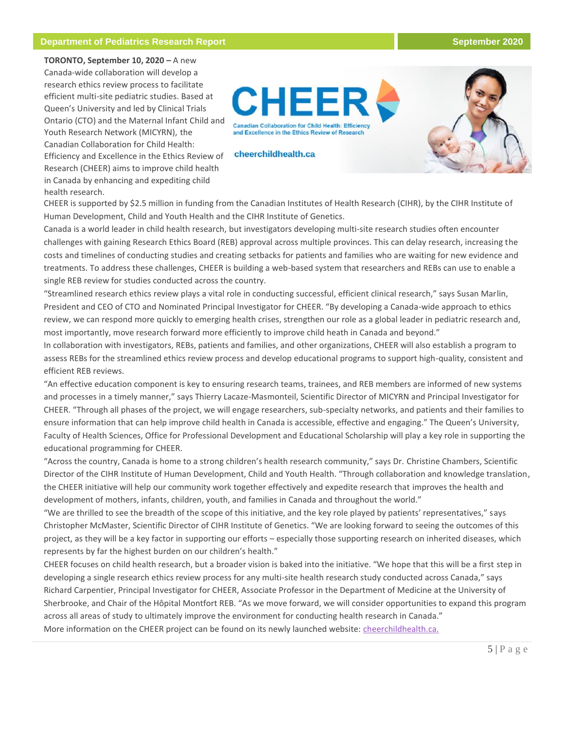**TORONTO, September 10, 2020 –** A new Canada-wide collaboration will develop a research ethics review process to facilitate efficient multi-site pediatric studies. Based at Queen's University and led by Clinical Trials Ontario (CTO) and the Maternal Infant Child and Youth Research Network (MICYRN), the Canadian Collaboration for Child Health: Efficiency and Excellence in the Ethics Review of Research (CHEER) aims to improve child health in Canada by enhancing and expediting child health research.

CHEER is supported by $2.5 million in funding from the Canadian Institutes of Health Research (CIHR), by the CIHR Institute of Human Development, Child and Youth Health and the CIHR Institute of Genetics.

Canada is a world leader in child health research, but investigators developing multi-site research studies often encounter challenges with gaining Research Ethics Board (REB) approval across multiple provinces. This can delay research, increasing the costs and timelines of conducting studies and creating setbacks for patients and families who are waiting for new evidence and treatments. To address these challenges, CHEER is building a web-based system that researchers and REBs can use to enable a single REB review for studies conducted across the country.

"Streamlined research ethics review plays a vital role in conducting successful, efficient clinical research," says Susan Marlin, President and CEO of CTO and Nominated Principal Investigator for CHEER. "By developing a Canada-wide approach to ethics review, we can respond more quickly to emerging health crises, strengthen our role as a global leader in pediatric research and, most importantly, move research forward more efficiently to improve child heath in Canada and beyond."

In collaboration with investigators, REBs, patients and families, and other organizations, CHEER will also establish a program to assess REBs for the streamlined ethics review process and develop educational programs to support high-quality, consistent and efficient REB reviews.

"An effective education component is key to ensuring research teams, trainees, and REB members are informed of new systems and processes in a timely manner," says Thierry Lacaze-Masmonteil, Scientific Director of MICYRN and Principal Investigator for CHEER. "Through all phases of the project, we will engage researchers, sub-specialty networks, and patients and their families to ensure information that can help improve child health in Canada is accessible, effective and engaging." The Queen's University, Faculty of Health Sciences, Office for Professional Development and Educational Scholarship will play a key role in supporting the educational programming for CHEER.

"Across the country, Canada is home to a strong children's health research community," says Dr. Christine Chambers, Scientific Director of the CIHR Institute of Human Development, Child and Youth Health. "Through collaboration and knowledge translation, the CHEER initiative will help our community work together effectively and expedite research that improves the health and development of mothers, infants, children, youth, and families in Canada and throughout the world."

"We are thrilled to see the breadth of the scope of this initiative, and the key role played by patients' representatives," says Christopher McMaster, Scientific Director of CIHR Institute of Genetics. "We are looking forward to seeing the outcomes of this project, as they will be a key factor in supporting our efforts – especially those supporting research on inherited diseases, which represents by far the highest burden on our children's health."

CHEER focuses on child health research, but a broader vision is baked into the initiative. "We hope that this will be a first step in developing a single research ethics review process for any multi-site health research study conducted across Canada," says Richard Carpentier, Principal Investigator for CHEER, Associate Professor in the Department of Medicine at the University of Sherbrooke, and Chair of the Hôpital Montfort REB. "As we move forward, we will consider opportunities to expand this program across all areas of study to ultimately improve the environment for conducting health research in Canada."

More information on the CHEER project can be found on its newly launched website: cheerchildhealth.ca.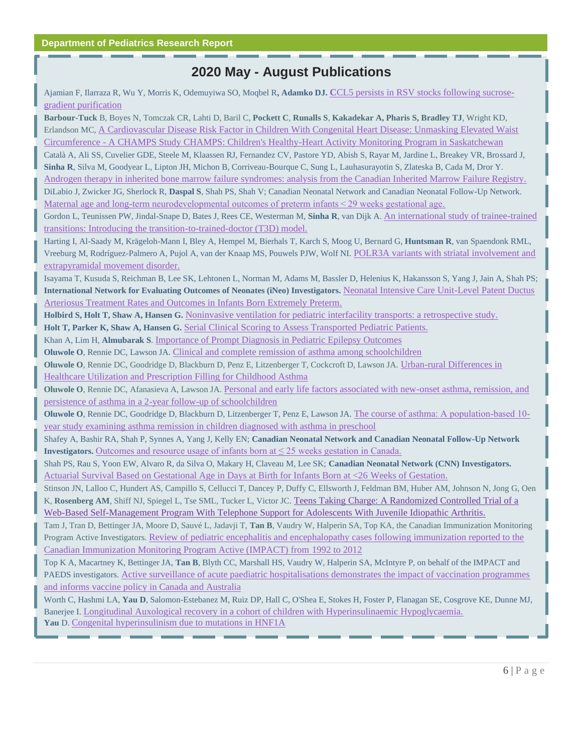## 2020 May - August Publications

Ajamian F, Ilarraza R, Wu Y, Morris K, Odemuyiwa SO, Moqbel R**, Adamko DJ. C**CL5 persists in RSV stocks following sucrose-gradient purification

**Barbour-Tuck** B, Boyes N, Tomczak CR, Lahti D, Baril C, **Pockett C**, **Runalls S**, **Kakadekar A, Pharis S, Bradley TJ**, Wright KD, Erlandson MC, A Cardiovascular Disease Risk Factor in Children With Congenital Heart Disease: Unmasking Elevated Waist Circumference - A CHAMPS Study CHAMPS: Children's Healthy-Heart Activity Monitoring Program in Saskatchewan

Català A, Ali SS, Cuvelier GDE, Steele M, Klaassen RJ, Fernandez CV, Pastore YD, Abish S, Rayar M, Jardine L, Breakey VR, Brossard J, **Sinha R**, Silva M, Goodyear L, Lipton JH, Michon B, Corriveau-Bourque C, Sung L, Lauhasurayotin S, Zlateska B, Cada M, Dror Y. Androgen therapy in inherited bone marrow failure syndromes: analysis from the Canadian Inherited Marrow Failure Registry.

DiLabio J, Zwicker JG, Sherlock R, **Daspal S**, Shah PS, Shah V; Canadian Neonatal Network and Canadian Neonatal Follow-Up Network. Maternal age and long-term neurodevelopmental outcomes of preterm infants < 29 weeks gestational age.

Gordon L, Teunissen PW, Jindal-Snape D, Bates J, Rees CE, Westerman M, **Sinha R**, van Dijk A. An international study of trainee-trained transitions: Introducing the transition-to-trained-doctor (T3D) model.

Harting I, Al-Saady M, Krägeloh-Mann I, Bley A, Hempel M, Bierhals T, Karch S, Moog U, Bernard G, **Huntsman R**, van Spaendonk RML, Vreeburg M, Rodríguez-Palmero A, Pujol A, van der Knaap MS, Pouwels PJW, Wolf NI. POLR3A variants with striatal involvement and extrapyramidal movement disorder.

Isayama T, Kusuda S, Reichman B, Lee SK, Lehtonen L, Norman M, Adams M, Bassler D, Helenius K, Hakansson S, Yang J, Jain A, Shah PS; **International Network for Evaluating Outcomes of Neonates (iNeo) Investigators.** Neonatal Intensive Care Unit-Level Patent Ductus Arteriosus Treatment Rates and Outcomes in Infants Born Extremely Preterm.

**Holbird S, Holt T, Shaw A, Hansen G.** Noninvasive ventilation for pediatric interfacility transports: a retrospective study.

**Holt T, Parker K, Shaw A, Hansen G.** Serial Clinical Scoring to Assess Transported Pediatric Patients.

Khan A, Lim H, **Almubarak S**. Importance of Prompt Diagnosis in Pediatric Epilepsy Outcomes

**Oluwole O**, Rennie DC, Lawson JA. Clinical and complete remission of asthma among schoolchildren

**Oluwole O**, Rennie DC, Goodridge D, Blackburn D, Penz E, Litzenberger T, Cockcroft D, Lawson JA. Urban-rural Differences in Healthcare Utilization and Prescription Filling for Childhood Asthma

**Oluwole O**, Rennie DC, Afanasieva A, Lawson JA. Personal and early life factors associated with new-onset asthma, remission, and persistence of asthma in a 2-year follow-up of schoolchildren

**Oluwole O**, Rennie DC, Goodridge D, Blackburn D, Litzenberger T, Penz E, Lawson JA. The course of asthma: A population-based 10-year study examining asthma remission in children diagnosed with asthma in preschool

Shafey A, Bashir RA, Shah P, Synnes A, Yang J, Kelly EN; **Canadian Neonatal Network and Canadian Neonatal Follow-Up Network Investigators.** Outcomes and resource usage of infants born at ≤ 25 weeks gestation in Canada.

Shah PS, Rau S, Yoon EW, Alvaro R, da Silva O, Makary H, Claveau M, Lee SK; **Canadian Neonatal Network (CNN) Investigators.** Actuarial Survival Based on Gestational Age in Days at Birth for Infants Born at <26 Weeks of Gestation.

Stinson JN, Lalloo C, Hundert AS, Campillo S, Cellucci T, Dancey P, Duffy C, Ellsworth J, Feldman BM, Huber AM, Johnson N, Jong G, Oen K, **Rosenberg AM**, Shiff NJ, Spiegel L, Tse SML, Tucker L, Victor JC. Teens Taking Charge: A Randomized Controlled Trial of a Web-Based Self-Management Program With Telephone Support for Adolescents With Juvenile Idiopathic Arthritis.

Tam J, Tran D, Bettinger JA, Moore D, Sauvé L, Jadavji T, **Tan B**, Vaudry W, Halperin SA, Top KA, the Canadian Immunization Monitoring Program Active Investigators. Review of pediatric encephalitis and encephalopathy cases following immunization reported to the Canadian Immunization Monitoring Program Active (IMPACT) from 1992 to 2012

Top K A, Macartney K, Bettinger JA, **Tan B**, Blyth CC, Marshall HS, Vaudry W, Halperin SA, McIntyre P, on behalf of the IMPACT and PAEDS investigators. Active surveillance of acute paediatric hospitalisations demonstrates the impact of vaccination programmes and informs vaccine policy in Canada and Australia

Worth C, Hashmi LA, **Yau D**, Salomon-Estebanez M, Ruiz DP, Hall C, O'Shea E, Stokes H, Foster P, Flanagan SE, Cosgrove KE, Dunne MJ, Banerjee I. Longitudinal Auxological recovery in a cohort of children with Hyperinsulinaemic Hypoglycaemia.

**Yau** D. Congenital hyperinsulinism due to mutations in HNF1A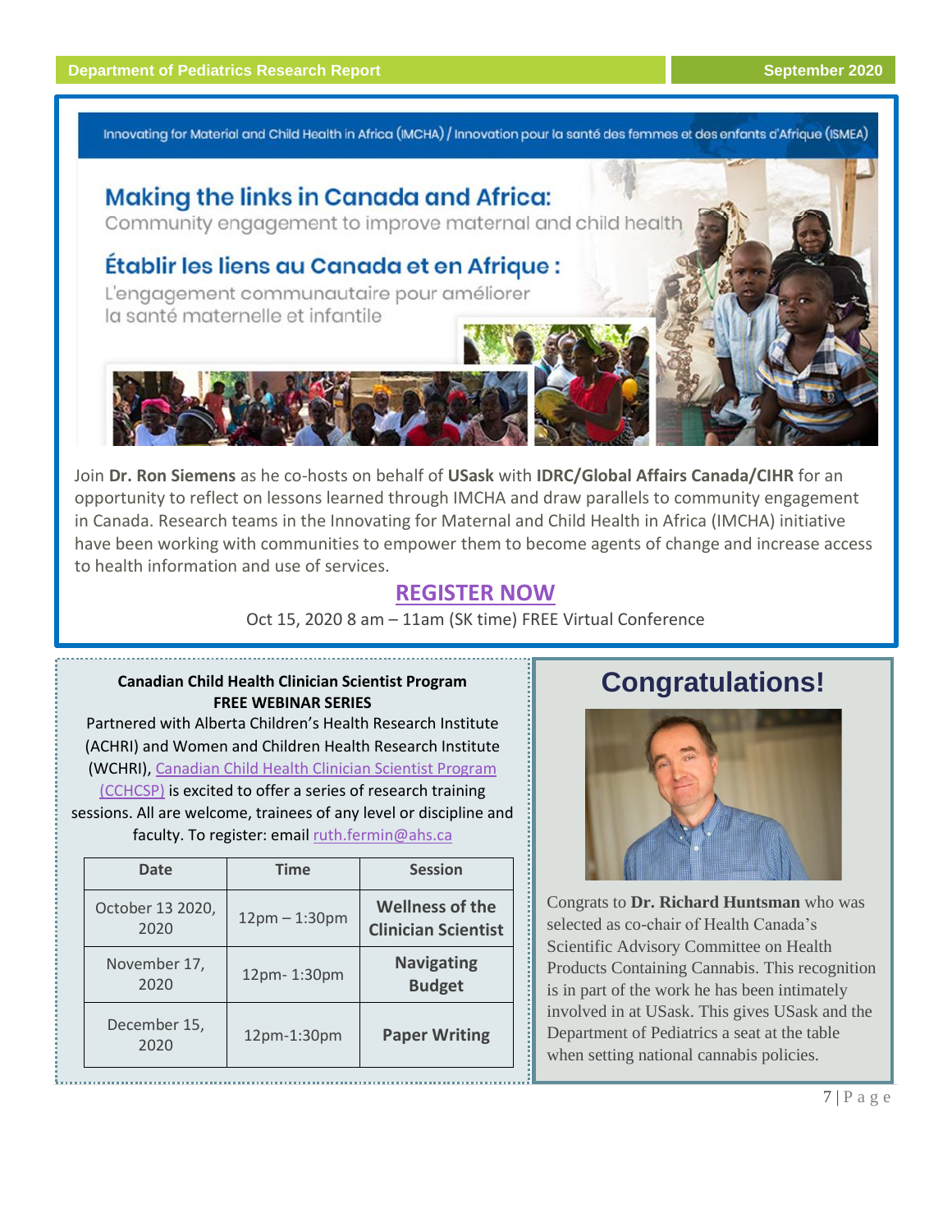Innovating for Maternal and Child Health in Africa (IMCHA) / Innovation pour la santé des femmes et des enfants d'Afrique (ISMEA)

## Making the links in Canada and Africa:

Community engagement to improve maternal and child health

## Établir les liens au Canada et en Afrique :

L'engagement communautaire pour améliorer la santé maternelle et infantile

Join **Dr. Ron Siemens** as he co-hosts on behalf of **USask** with **IDRC/Global Affairs Canada/CIHR** for an opportunity to reflect on lessons learned through IMCHA and draw parallels to community engagement in Canada. Research teams in the Innovating for Maternal and Child Health in Africa (IMCHA) initiative have been working with communities to empower them to become agents of change and increase access to health information and use of services.

**REGISTER NOW**

Oct 15, 2020 8 am – 11am (SK time) FREE Virtual Conference

**Canadian Child Health Clinician Scientist Program**
**FREE WEBINAR SERIES**

Partnered with Alberta Children's Health Research Institute (ACHRI) and Women and Children Health Research Institute (WCHRI), Canadian Child Health Clinician Scientist Program (CCHCSP) is excited to offer a series of research training sessions. All are welcome, trainees of any level or discipline and faculty. To register: email ruth.fermin@ahs.ca

| Date | Time | Session |
|---|---|---|
| October 13 2020, 2020 | 12pm – 1:30pm | **Wellness of the Clinician Scientist** |
| November 17, 2020 | 12pm- 1:30pm | **Navigating Budget** |
| December 15, 2020 | 12pm-1:30pm | **Paper Writing** |

## Congratulations!

Congrats to **Dr. Richard Huntsman** who was selected as co-chair of Health Canada's Scientific Advisory Committee on Health Products Containing Cannabis. This recognition is in part of the work he has been intimately involved in at USask. This gives USask and the Department of Pediatrics a seat at the table when setting national cannabis policies.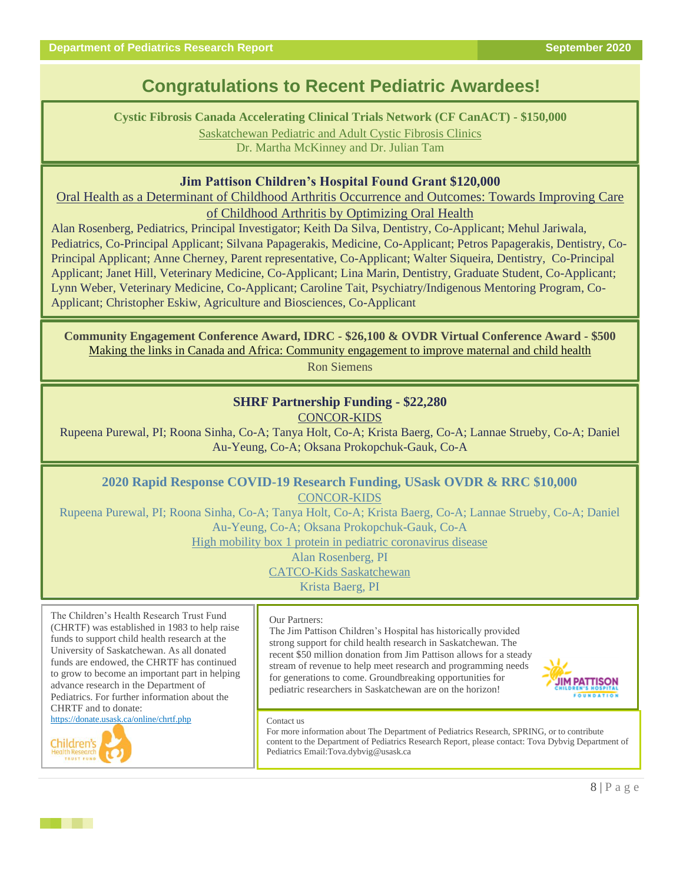# Congratulations to Recent Pediatric Awardees!

**Cystic Fibrosis Canada Accelerating Clinical Trials Network (CF CanACT) - $150,000**

Saskatchewan Pediatric and Adult Cystic Fibrosis Clinics

Dr. Martha McKinney and Dr. Julian Tam

**Jim Pattison Children's Hospital Found Grant $120,000**

Oral Health as a Determinant of Childhood Arthritis Occurrence and Outcomes: Towards Improving Care of Childhood Arthritis by Optimizing Oral Health

Alan Rosenberg, Pediatrics, Principal Investigator; Keith Da Silva, Dentistry, Co-Applicant; Mehul Jariwala, Pediatrics, Co-Principal Applicant; Silvana Papagerakis, Medicine, Co-Applicant; Petros Papagerakis, Dentistry, Co-Principal Applicant; Anne Cherney, Parent representative, Co-Applicant; Walter Siqueira, Dentistry, Co-Principal Applicant; Janet Hill, Veterinary Medicine, Co-Applicant; Lina Marin, Dentistry, Graduate Student, Co-Applicant; Lynn Weber, Veterinary Medicine, Co-Applicant; Caroline Tait, Psychiatry/Indigenous Mentoring Program, Co-Applicant; Christopher Eskiw, Agriculture and Biosciences, Co-Applicant

**Community Engagement Conference Award, IDRC - $26,100 & OVDR Virtual Conference Award - $500**

Making the links in Canada and Africa: Community engagement to improve maternal and child health

Ron Siemens

**SHRF Partnership Funding - $22,280**

CONCOR-KIDS

Rupeena Purewal, PI; Roona Sinha, Co-A; Tanya Holt, Co-A; Krista Baerg, Co-A; Lannae Strueby, Co-A; Daniel Au-Yeung, Co-A; Oksana Prokopchuk-Gauk, Co-A

**2020 Rapid Response COVID-19 Research Funding, USask OVDR & RRC $10,000**

CONCOR-KIDS

Rupeena Purewal, PI; Roona Sinha, Co-A; Tanya Holt, Co-A; Krista Baerg, Co-A; Lannae Strueby, Co-A; Daniel Au-Yeung, Co-A; Oksana Prokopchuk-Gauk, Co-A

High mobility box 1 protein in pediatric coronavirus disease

Alan Rosenberg, PI

CATCO-Kids Saskatchewan

Krista Baerg, PI

The Children's Health Research Trust Fund (CHRTF) was established in 1983 to help raise funds to support child health research at the University of Saskatchewan. As all donated funds are endowed, the CHRTF has continued to grow to become an important part in helping advance research in the Department of Pediatrics. For further information about the CHRTF and to donate: https://donate.usask.ca/online/chrtf.php

Children's Health Research Trust Fund

Our Partners:
The Jim Pattison Children's Hospital has historically provided strong support for child health research in Saskatchewan. The recent $50 million donation from Jim Pattison allows for a steady stream of revenue to help meet research and programming needs for generations to come. Groundbreaking opportunities for pediatric researchers in Saskatchewan are on the horizon!

Jim Pattison Children's Hospital Foundation

Contact us
For more information about The Department of Pediatrics Research, SPRING, or to contribute content to the Department of Pediatrics Research Report, please contact: Tova Dybvig Department of Pediatrics Email:Tova.dybvig@usask.ca